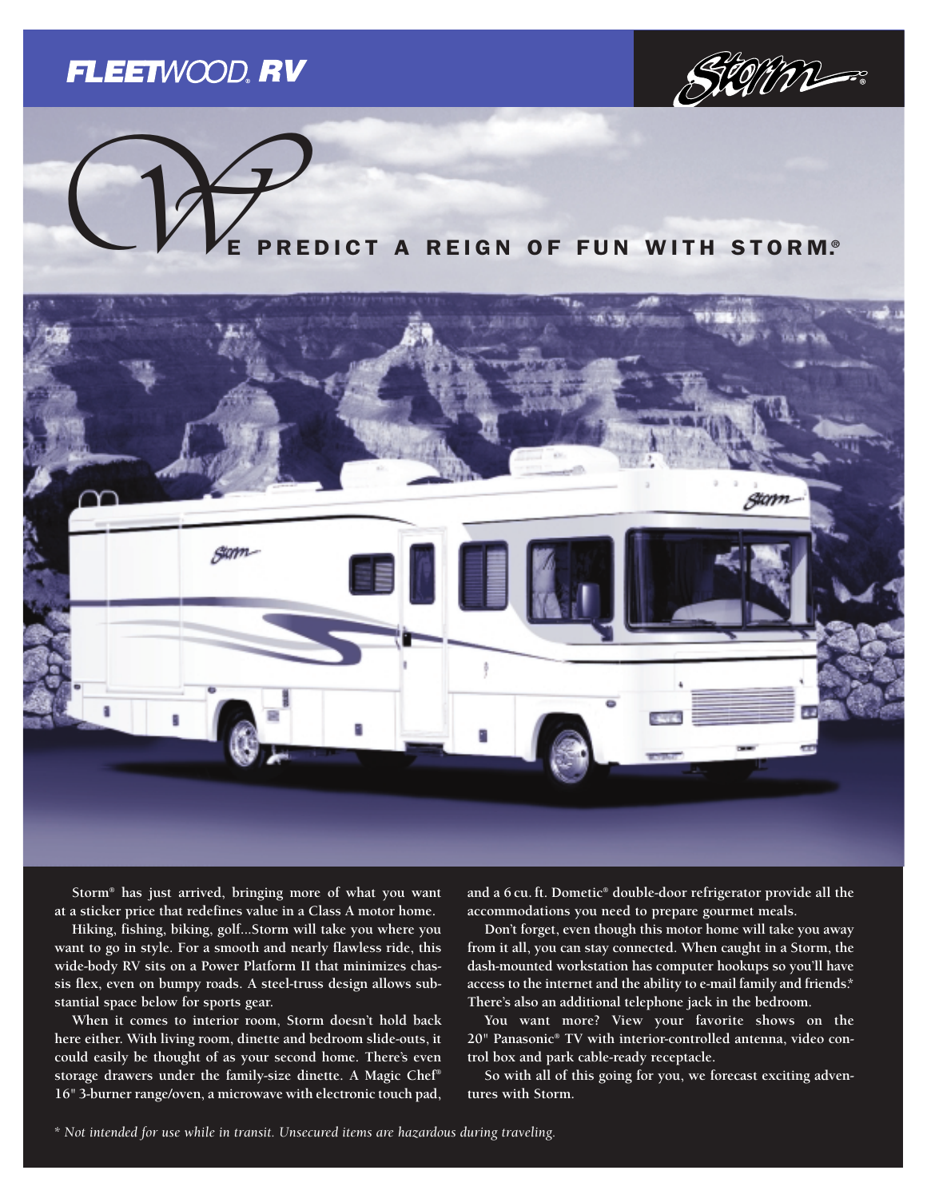FLEETWOOD RV

Storm®

# We predict a reign of fun with Storm®

Storm® has just arrived, bringing more of what you want at a sticker price that redefines value in a Class A motor home.

Hiking, fishing, biking, golf...Storm will take you where you want to go in style. For a smooth and nearly flawless ride, this wide-body RV sits on a Power Platform II that minimizes chassis flex, even on bumpy roads. A steel-truss design allows substantial space below for sports gear.

When it comes to interior room, Storm doesn't hold back here either. With living room, dinette and bedroom slide-outs, it could easily be thought of as your second home. There's even storage drawers under the family-size dinette. A Magic Chef® 16" 3-burner range/oven, a microwave with electronic touch pad, and a 6 cu. ft. Dometic® double-door refrigerator provide all the accommodations you need to prepare gourmet meals.

Don't forget, even though this motor home will take you away from it all, you can stay connected. When caught in a Storm, the dash-mounted workstation has computer hookups so you'll have access to the internet and the ability to e-mail family and friends.* There's also an additional telephone jack in the bedroom.

You want more? View your favorite shows on the 20" Panasonic® TV with interior-controlled antenna, video control box and park cable-ready receptacle.

So with all of this going for you, we forecast exciting adventures with Storm.

*\* Not intended for use while in transit. Unsecured items are hazardous during traveling.*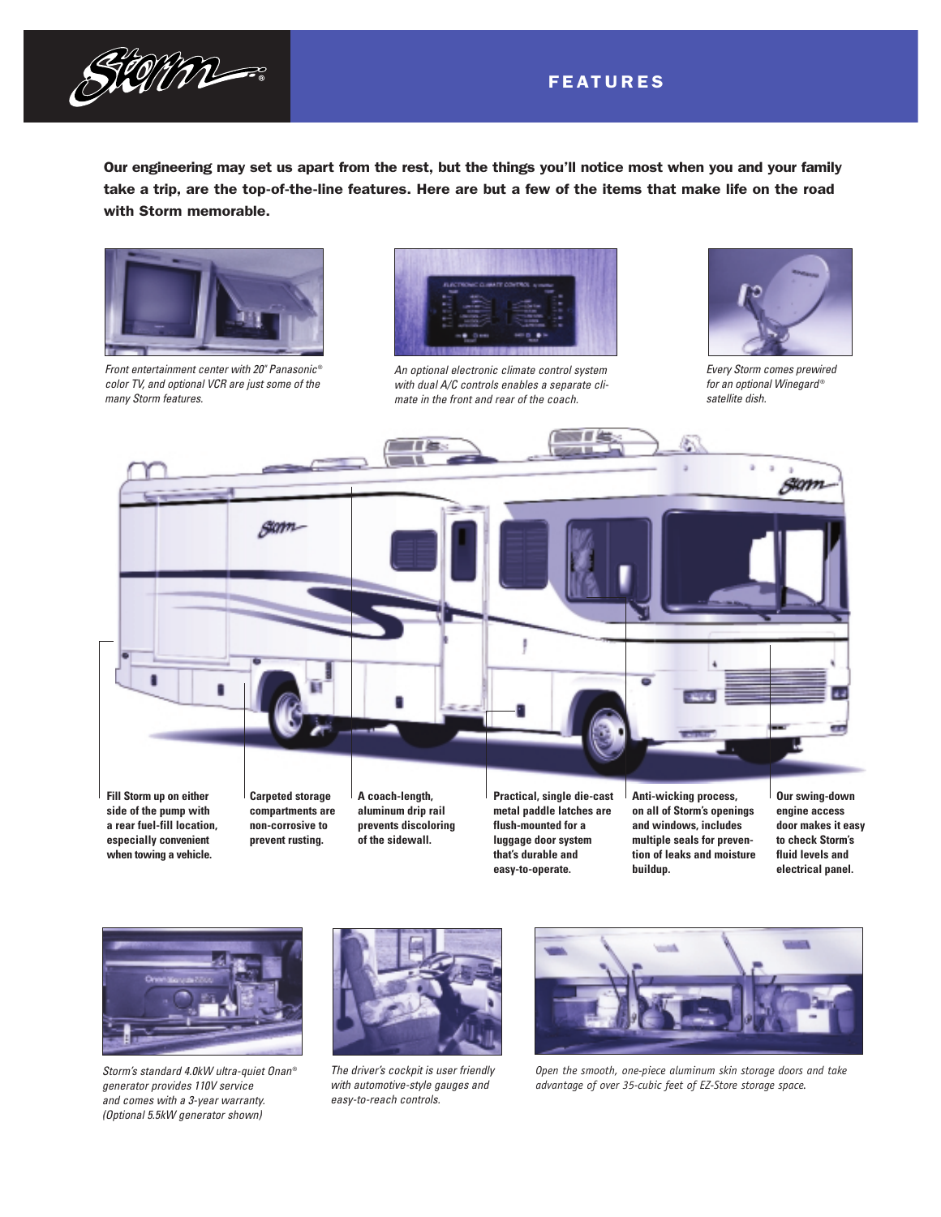# FEATURES

**Our engineering may set us apart from the rest, but the things you'll notice most when you and your family take a trip, are the top-of-the-line features. Here are but a few of the items that make life on the road with Storm memorable.**

*Front entertainment center with 20" Panasonic® color TV, and optional VCR are just some of the many Storm features.*

*An optional electronic climate control system with dual A/C controls enables a separate climate in the front and rear of the coach.*

*Every Storm comes prewired for an optional Winegard® satellite dish.*

**Fill Storm up on either side of the pump with a rear fuel-fill location, especially convenient when towing a vehicle.**

**Carpeted storage compartments are non-corrosive to prevent rusting.**

**A coach-length, aluminum drip rail prevents discoloring of the sidewall.**

**Practical, single die-cast metal paddle latches are flush-mounted for a luggage door system that's durable and easy-to-operate.**

**Anti-wicking process, on all of Storm's openings and windows, includes multiple seals for prevention of leaks and moisture buildup.**

**Our swing-down engine access door makes it easy to check Storm's fluid levels and electrical panel.**

*Storm's standard 4.0kW ultra-quiet Onan® generator provides 110V service and comes with a 3-year warranty. (Optional 5.5kW generator shown)*

*The driver's cockpit is user friendly with automotive-style gauges and easy-to-reach controls.*

*Open the smooth, one-piece aluminum skin storage doors and take advantage of over 35-cubic feet of EZ-Store storage space.*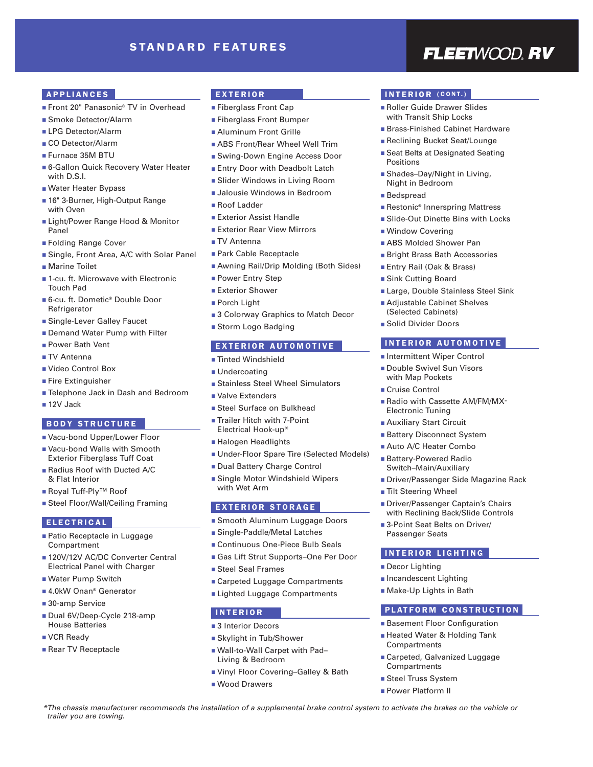# STANDARD FEATURES

FLEETWOOD RV

## APPLIANCES

- Front 20" Panasonic® TV in Overhead
- Smoke Detector/Alarm
- LPG Detector/Alarm
- CO Detector/Alarm
- Furnace 35M BTU
- 6-Gallon Quick Recovery Water Heater with D.S.I.
- Water Heater Bypass
- 16" 3-Burner, High-Output Range with Oven
- Light/Power Range Hood & Monitor Panel
- Folding Range Cover
- Single, Front Area, A/C with Solar Panel
- Marine Toilet
- 1-cu. ft. Microwave with Electronic Touch Pad
- 6-cu. ft. Dometic® Double Door Refrigerator
- Single-Lever Galley Faucet
- Demand Water Pump with Filter
- Power Bath Vent
- TV Antenna
- Video Control Box
- Fire Extinguisher
- Telephone Jack in Dash and Bedroom
- 12V Jack

## BODY STRUCTURE

- Vacu-bond Upper/Lower Floor
- Vacu-bond Walls with Smooth Exterior Fiberglass Tuff Coat
- Radius Roof with Ducted A/C & Flat Interior
- Royal Tuff-Ply™ Roof
- Steel Floor/Wall/Ceiling Framing

## ELECTRICAL

- Patio Receptacle in Luggage Compartment
- 120V/12V AC/DC Converter Central Electrical Panel with Charger
- Water Pump Switch
- 4.0kW Onan® Generator
- 30-amp Service
- Dual 6V/Deep-Cycle 218-amp House Batteries
- VCR Ready
- Rear TV Receptacle

## EXTERIOR

- Fiberglass Front Cap
- Fiberglass Front Bumper
- Aluminum Front Grille
- ABS Front/Rear Wheel Well Trim
- Swing-Down Engine Access Door
- Entry Door with Deadbolt Latch
- Slider Windows in Living Room
- Jalousie Windows in Bedroom
- Roof Ladder
- Exterior Assist Handle
- Exterior Rear View Mirrors
- TV Antenna
- Park Cable Receptacle
- Awning Rail/Drip Molding (Both Sides)
- Power Entry Step
- Exterior Shower
- Porch Light
- 3 Colorway Graphics to Match Decor
- Storm Logo Badging

## EXTERIOR AUTOMOTIVE

- Tinted Windshield
- Undercoating
- Stainless Steel Wheel Simulators
- Valve Extenders
- Steel Surface on Bulkhead
- Trailer Hitch with 7-Point Electrical Hook-up*
- Halogen Headlights
- Under-Floor Spare Tire (Selected Models)
- Dual Battery Charge Control
- Single Motor Windshield Wipers with Wet Arm

## EXTERIOR STORAGE

- Smooth Aluminum Luggage Doors
- Single-Paddle/Metal Latches
- Continuous One-Piece Bulb Seals
- Gas Lift Strut Supports–One Per Door
- Steel Seal Frames
- Carpeted Luggage Compartments
- Lighted Luggage Compartments

## INTERIOR

- 3 Interior Decors
- Skylight in Tub/Shower
- Wall-to-Wall Carpet with Pad–Living & Bedroom
- Vinyl Floor Covering–Galley & Bath
- Wood Drawers

## INTERIOR (CONT.)

- Roller Guide Drawer Slides with Transit Ship Locks
- Brass-Finished Cabinet Hardware
- Reclining Bucket Seat/Lounge
- Seat Belts at Designated Seating Positions
- Shades–Day/Night in Living, Night in Bedroom
- Bedspread
- Restonic® Innerspring Mattress
- Slide-Out Dinette Bins with Locks
- Window Covering
- ABS Molded Shower Pan
- Bright Brass Bath Accessories
- Entry Rail (Oak & Brass)
- Sink Cutting Board
- Large, Double Stainless Steel Sink
- Adjustable Cabinet Shelves (Selected Cabinets)
- Solid Divider Doors

## INTERIOR AUTOMOTIVE

- Intermittent Wiper Control
- Double Swivel Sun Visors with Map Pockets
- Cruise Control
- Radio with Cassette AM/FM/MX-Electronic Tuning
- Auxiliary Start Circuit
- Battery Disconnect System
- Auto A/C Heater Combo
- Battery-Powered Radio Switch–Main/Auxiliary
- Driver/Passenger Side Magazine Rack
- Tilt Steering Wheel
- Driver/Passenger Captain's Chairs with Reclining Back/Slide Controls
- 3-Point Seat Belts on Driver/ Passenger Seats

## INTERIOR LIGHTING

- Decor Lighting
- Incandescent Lighting
- Make-Up Lights in Bath

## PLATFORM CONSTRUCTION

- Basement Floor Configuration
- Heated Water & Holding Tank Compartments
- Carpeted, Galvanized Luggage Compartments
- Steel Truss System
- Power Platform II

*\*The chassis manufacturer recommends the installation of a supplemental brake control system to activate the brakes on the vehicle or trailer you are towing.*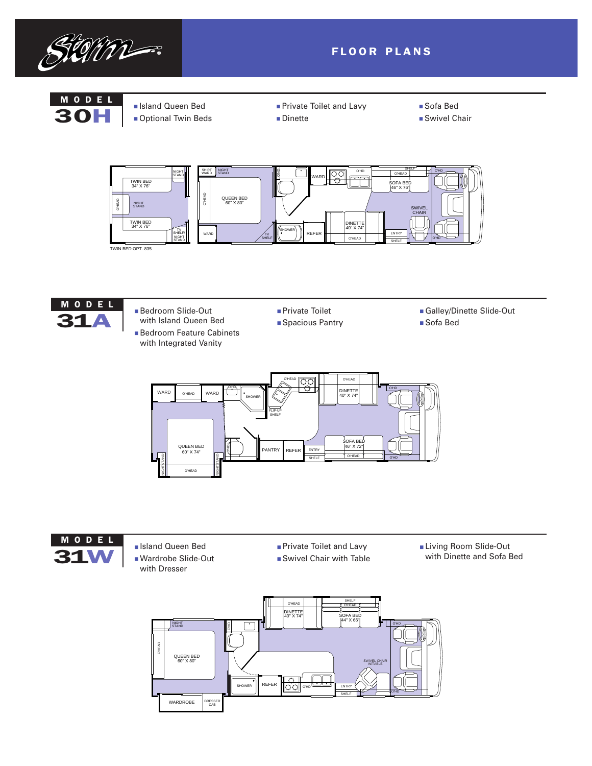# Storm®

## FLOOR PLANS

### MODEL 30H

- Island Queen Bed
- Optional Twin Beds
- Private Toilet and Lavy
- Dinette
- Sofa Bed
- Swivel Chair

TWIN BED OPT. 835

### MODEL 31A

- Bedroom Slide-Out with Island Queen Bed
- Bedroom Feature Cabinets with Integrated Vanity
- Private Toilet
- Spacious Pantry
- Galley/Dinette Slide-Out
- Sofa Bed

### MODEL 31W

- Island Queen Bed
- Wardrobe Slide-Out with Dresser
- Private Toilet and Lavy
- Swivel Chair with Table
- Living Room Slide-Out with Dinette and Sofa Bed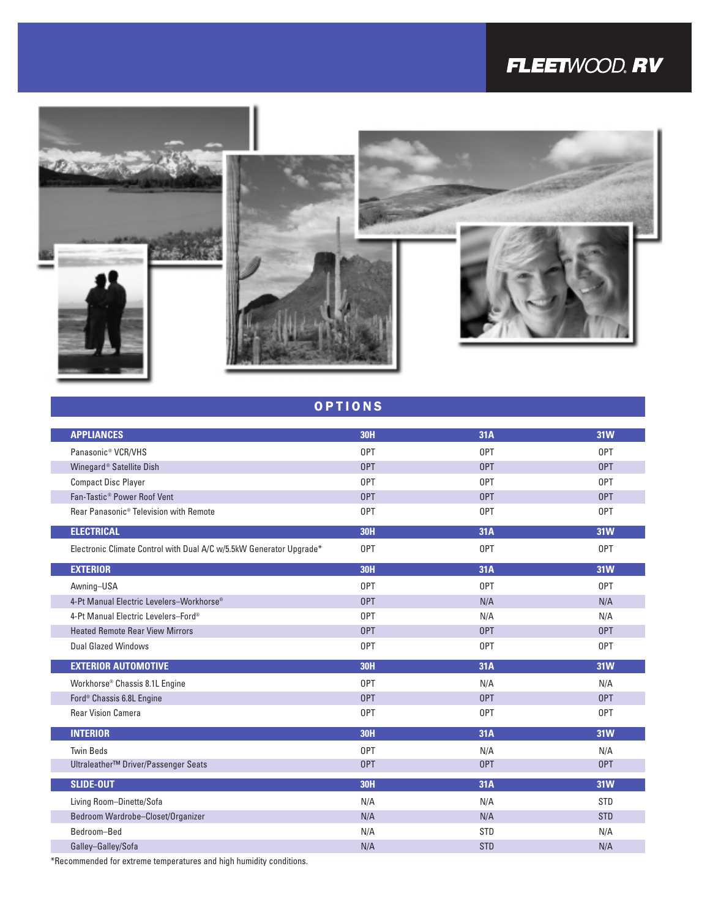## OPTIONS

| APPLIANCES | 30H | 31A | 31W |
|---|---|---|---|
| Panasonic® VCR/VHS | OPT | OPT | OPT |
| Winegard® Satellite Dish | OPT | OPT | OPT |
| Compact Disc Player | OPT | OPT | OPT |
| Fan-Tastic® Power Roof Vent | OPT | OPT | OPT |
| Rear Panasonic® Television with Remote | OPT | OPT | OPT |
| **ELECTRICAL** | **30H** | **31A** | **31W** |
| Electronic Climate Control with Dual A/C w/5.5kW Generator Upgrade* | OPT | OPT | OPT |
| **EXTERIOR** | **30H** | **31A** | **31W** |
| Awning–USA | OPT | OPT | OPT |
| 4-Pt Manual Electric Levelers–Workhorse® | OPT | N/A | N/A |
| 4-Pt Manual Electric Levelers–Ford® | OPT | N/A | N/A |
| Heated Remote Rear View Mirrors | OPT | OPT | OPT |
| Dual Glazed Windows | OPT | OPT | OPT |
| **EXTERIOR AUTOMOTIVE** | **30H** | **31A** | **31W** |
| Workhorse® Chassis 8.1L Engine | OPT | N/A | N/A |
| Ford® Chassis 6.8L Engine | OPT | OPT | OPT |
| Rear Vision Camera | OPT | OPT | OPT |
| **INTERIOR** | **30H** | **31A** | **31W** |
| Twin Beds | OPT | N/A | N/A |
| Ultraleather™ Driver/Passenger Seats | OPT | OPT | OPT |
| **SLIDE-OUT** | **30H** | **31A** | **31W** |
| Living Room–Dinette/Sofa | N/A | N/A | STD |
| Bedroom Wardrobe–Closet/Organizer | N/A | N/A | STD |
| Bedroom–Bed | N/A | STD | N/A |
| Galley–Galley/Sofa | N/A | STD | N/A |

*Recommended for extreme temperatures and high humidity conditions.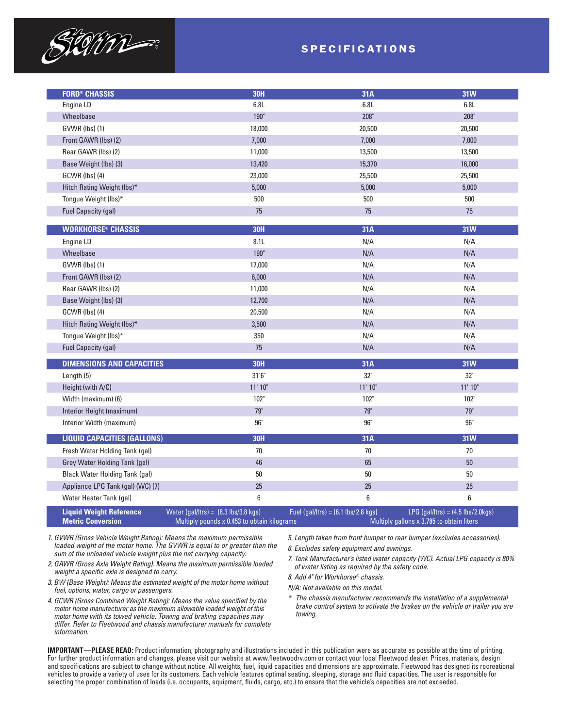# Storm®

## SPECIFICATIONS

| FORD® CHASSIS | 30H | 31A | 31W |
|---|---|---|---|
| Engine LD | 6.8L | 6.8L | 6.8L |
| Wheelbase | 190" | 208" | 208" |
| GVWR (lbs) (1) | 18,000 | 20,500 | 20,500 |
| Front GAWR (lbs) (2) | 7,000 | 7,000 | 7,000 |
| Rear GAWR (lbs) (2) | 11,000 | 13,500 | 13,500 |
| Base Weight (lbs) (3) | 13,420 | 15,370 | 16,000 |
| GCWR (lbs) (4) | 23,000 | 25,500 | 25,500 |
| Hitch Rating Weight (lbs)* | 5,000 | 5,000 | 5,000 |
| Tongue Weight (lbs)* | 500 | 500 | 500 |
| Fuel Capacity (gal) | 75 | 75 | 75 |

| WORKHORSE® CHASSIS | 30H | 31A | 31W |
|---|---|---|---|
| Engine LD | 8.1L | N/A | N/A |
| Wheelbase | 190" | N/A | N/A |
| GVWR (lbs) (1) | 17,000 | N/A | N/A |
| Front GAWR (lbs) (2) | 6,000 | N/A | N/A |
| Rear GAWR (lbs) (2) | 11,000 | N/A | N/A |
| Base Weight (lbs) (3) | 12,700 | N/A | N/A |
| GCWR (lbs) (4) | 20,500 | N/A | N/A |
| Hitch Rating Weight (lbs)* | 3,500 | N/A | N/A |
| Tongue Weight (lbs)* | 350 | N/A | N/A |
| Fuel Capacity (gal) | 75 | N/A | N/A |

| DIMENSIONS AND CAPACITIES | 30H | 31A | 31W |
|---|---|---|---|
| Length (5) | 31'6" | 32' | 32' |
| Height (with A/C) | 11' 10" | 11' 10" | 11' 10" |
| Width (maximum) (6) | 102" | 102" | 102" |
| Interior Height (maximum) | 79" | 79" | 79" |
| Interior Width (maximum) | 96" | 96" | 96" |

| LIQUID CAPACITIES (GALLONS) | 30H | 31A | 31W |
|---|---|---|---|
| Fresh Water Holding Tank (gal) | 70 | 70 | 70 |
| Grey Water Holding Tank (gal) | 46 | 65 | 50 |
| Black Water Holding Tank (gal) | 50 | 50 | 50 |
| Appliance LPG Tank (gal) (WC) (7) | 25 | 25 | 25 |
| Water Heater Tank (gal) | 6 | 6 | 6 |

**Liquid Weight Reference** — Water (gal/ltrs) = (8.3 lbs/3.8 kgs) — Fuel (gal/ltrs) = (6.1 lbs/2.8 kgs) — LPG (gal/ltrs) = (4.5 lbs/2.0kgs)

**Metric Conversion** — Multiply pounds x 0.453 to obtain kilograms — Multiply gallons x 3.785 to obtain liters

*1. GVWR (Gross Vehicle Weight Rating): Means the maximum permissible loaded weight of the motor home. The GVWR is equal to or greater than the sum of the unloaded vehicle weight plus the net carrying capacity.*

*2. GAWR (Gross Axle Weight Rating): Means the maximum permissible loaded weight a specific axle is designed to carry.*

*3. BW (Base Weight): Means the estimated weight of the motor home without fuel, options, water, cargo or passengers.*

*4. GCWR (Gross Combined Weight Rating): Means the value specified by the motor home manufacturer as the maximum allowable loaded weight of this motor home with its towed vehicle. Towing and braking capacities may differ. Refer to Fleetwood and chassis manufacturer manuals for complete information.*

*5. Length taken from front bumper to rear bumper (excludes accessories).*

*6. Excludes safety equipment and awnings.*

*7. Tank Manufacturer's listed water capacity (WC). Actual LPG capacity is 80% of water listing as required by the safety code.*

*8. Add 4" for Workhorse® chassis.*

*N/A: Not available on this model.*

*\* The chassis manufacturer recommends the installation of a supplemental brake control system to activate the brakes on the vehicle or trailer you are towing.*

**IMPORTANT—PLEASE READ:** Product information, photography and illustrations included in this publication were as accurate as possible at the time of printing. For further product information and changes, please visit our website at www.fleetwoodrv.com or contact your local Fleetwood dealer. Prices, materials, design and specifications are subject to change without notice. All weights, fuel, liquid capacities and dimensions are approximate. Fleetwood has designed its recreational vehicles to provide a variety of uses for its customers. Each vehicle features optimal seating, sleeping, storage and fluid capacities. The user is responsible for selecting the proper combination of loads (i.e. occupants, equipment, fluids, cargo, etc.) to ensure that the vehicle's capacities are not exceeded.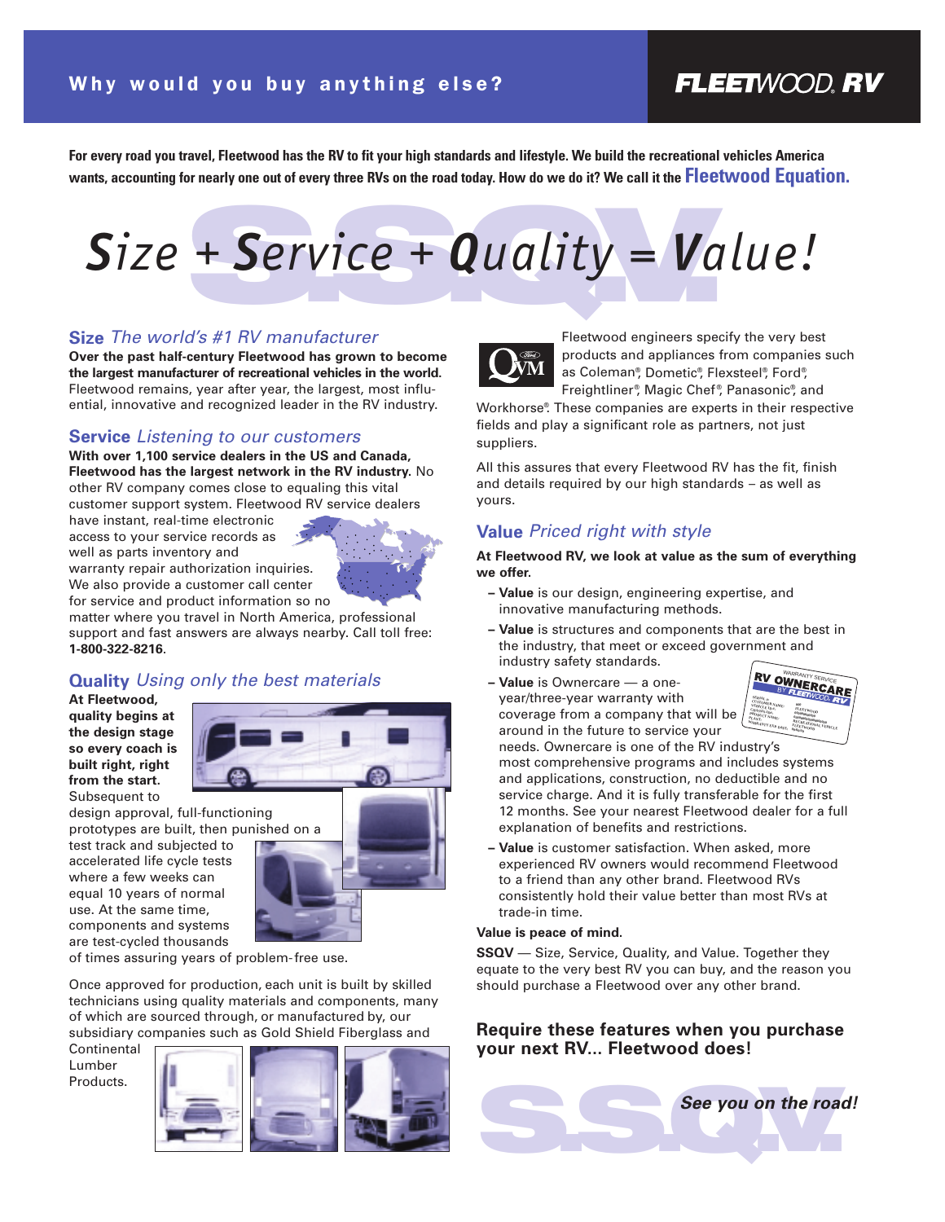**Why would you buy anything else?**

**FLEETWOOD RV**

**For every road you travel, Fleetwood has the RV to fit your high standards and lifestyle. We build the recreational vehicles America wants, accounting for nearly one out of every three RVs on the road today. How do we do it? We call it the Fleetwood Equation.**

# *Size + Service + Quality = Value!*

## Size *The world's #1 RV manufacturer*

**Over the past half-century Fleetwood has grown to become the largest manufacturer of recreational vehicles in the world.** Fleetwood remains, year after year, the largest, most influential, innovative and recognized leader in the RV industry.

## Service *Listening to our customers*

**With over 1,100 service dealers in the US and Canada, Fleetwood has the largest network in the RV industry.** No other RV company comes close to equaling this vital customer support system. Fleetwood RV service dealers have instant, real-time electronic access to your service records as well as parts inventory and warranty repair authorization inquiries. We also provide a customer call center for service and product information so no matter where you travel in North America, professional support and fast answers are always nearby. Call toll free: **1-800-322-8216**.

## Quality *Using only the best materials*

**At Fleetwood, quality begins at the design stage so every coach is built right, right from the start.** Subsequent to design approval, full-functioning prototypes are built, then punished on a test track and subjected to accelerated life cycle tests where a few weeks can equal 10 years of normal use. At the same time, components and systems are test-cycled thousands of times assuring years of problem-free use.

Once approved for production, each unit is built by skilled technicians using quality materials and components, many of which are sourced through, or manufactured by, our subsidiary companies such as Gold Shield Fiberglass and Continental Lumber Products.

Fleetwood engineers specify the very best products and appliances from companies such as Coleman®, Dometic®, Flexsteel®, Ford®, Freightliner®, Magic Chef®, Panasonic®, and Workhorse®. These companies are experts in their respective fields and play a significant role as partners, not just suppliers.

All this assures that every Fleetwood RV has the fit, finish and details required by our high standards – as well as yours.

## Value *Priced right with style*

**At Fleetwood RV, we look at value as the sum of everything we offer.**

- **Value** is our design, engineering expertise, and innovative manufacturing methods.
- **Value** is structures and components that are the best in the industry, that meet or exceed government and industry safety standards.
- **Value** is Ownercare — a one-year/three-year warranty with coverage from a company that will be around in the future to service your needs. Ownercare is one of the RV industry's most comprehensive programs and includes systems and applications, construction, no deductible and no service charge. And it is fully transferable for the first 12 months. See your nearest Fleetwood dealer for a full explanation of benefits and restrictions.
- **Value** is customer satisfaction. When asked, more experienced RV owners would recommend Fleetwood to a friend than any other brand. Fleetwood RVs consistently hold their value better than most RVs at trade-in time.

**Value is peace of mind.**

**SSQV** — Size, Service, Quality, and Value. Together they equate to the very best RV you can buy, and the reason you should purchase a Fleetwood over any other brand.

**Require these features when you purchase your next RV... Fleetwood does!**

***See you on the road!***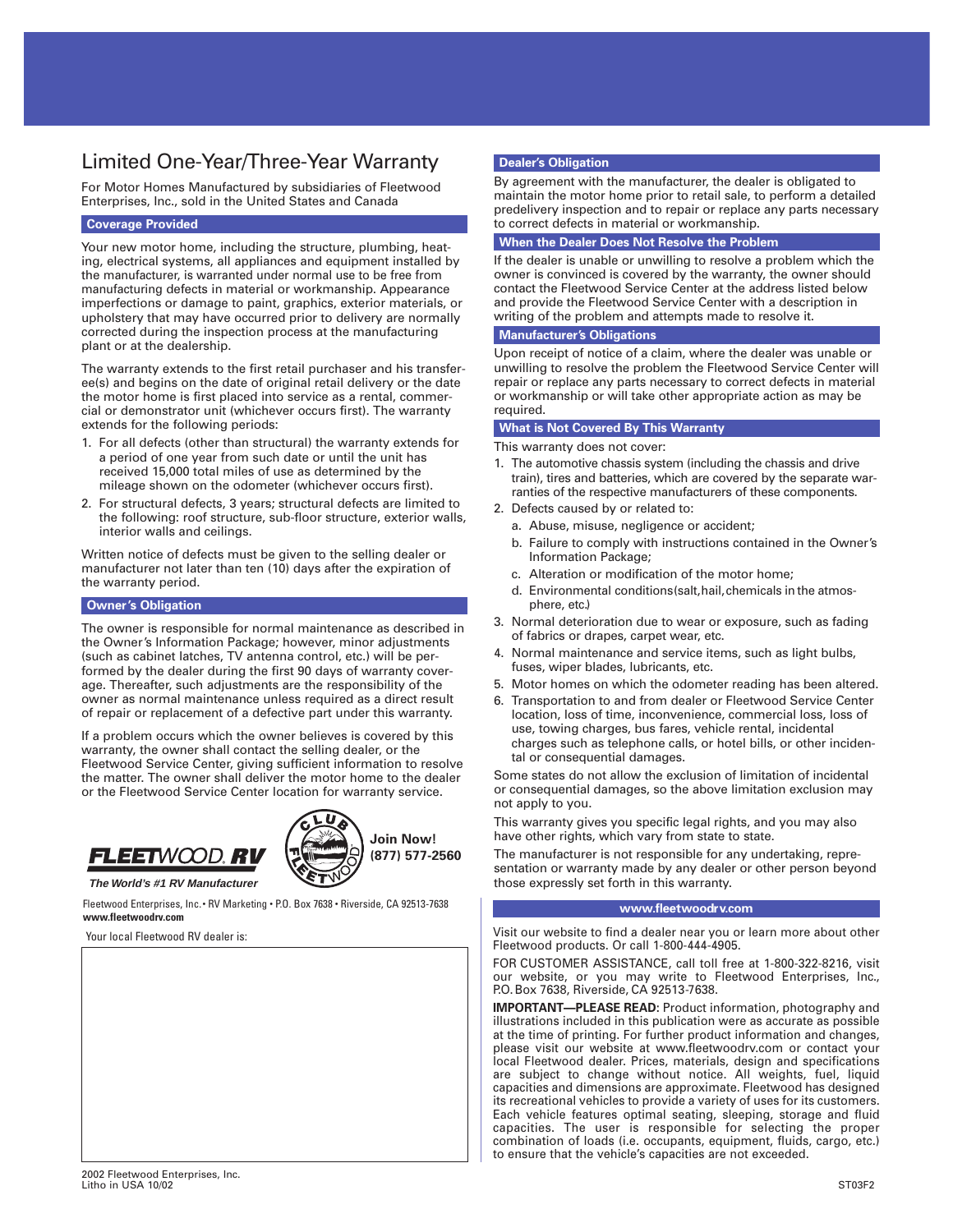# Limited One-Year/Three-Year Warranty

For Motor Homes Manufactured by subsidiaries of Fleetwood Enterprises, Inc., sold in the United States and Canada

## Coverage Provided

Your new motor home, including the structure, plumbing, heating, electrical systems, all appliances and equipment installed by the manufacturer, is warranted under normal use to be free from manufacturing defects in material or workmanship. Appearance imperfections or damage to paint, graphics, exterior materials, or upholstery that may have occurred prior to delivery are normally corrected during the inspection process at the manufacturing plant or at the dealership.

The warranty extends to the first retail purchaser and his transferee(s) and begins on the date of original retail delivery or the date the motor home is first placed into service as a rental, commercial or demonstrator unit (whichever occurs first). The warranty extends for the following periods:

1. For all defects (other than structural) the warranty extends for a period of one year from such date or until the unit has received 15,000 total miles of use as determined by the mileage shown on the odometer (whichever occurs first).
2. For structural defects, 3 years; structural defects are limited to the following: roof structure, sub-floor structure, exterior walls, interior walls and ceilings.

Written notice of defects must be given to the selling dealer or manufacturer not later than ten (10) days after the expiration of the warranty period.

## Owner's Obligation

The owner is responsible for normal maintenance as described in the Owner's Information Package; however, minor adjustments (such as cabinet latches, TV antenna control, etc.) will be performed by the dealer during the first 90 days of warranty coverage. Thereafter, such adjustments are the responsibility of the owner as normal maintenance unless required as a direct result of repair or replacement of a defective part under this warranty.

If a problem occurs which the owner believes is covered by this warranty, the owner shall contact the selling dealer, or the Fleetwood Service Center, giving sufficient information to resolve the matter. The owner shall deliver the motor home to the dealer or the Fleetwood Service Center location for warranty service.

**FLEETWOOD RV**
*The World's #1 RV Manufacturer*

CLUB FLEETWOOD
**Join Now! (877) 577-2560**

Fleetwood Enterprises, Inc. • RV Marketing • P.O. Box 7638 • Riverside, CA 92513-7638
**www.fleetwoodrv.com**

Your local Fleetwood RV dealer is:

## Dealer's Obligation

By agreement with the manufacturer, the dealer is obligated to maintain the motor home prior to retail sale, to perform a detailed predelivery inspection and to repair or replace any parts necessary to correct defects in material or workmanship.

## When the Dealer Does Not Resolve the Problem

If the dealer is unable or unwilling to resolve a problem which the owner is convinced is covered by the warranty, the owner should contact the Fleetwood Service Center at the address listed below and provide the Fleetwood Service Center with a description in writing of the problem and attempts made to resolve it.

## Manufacturer's Obligations

Upon receipt of notice of a claim, where the dealer was unable or unwilling to resolve the problem the Fleetwood Service Center will repair or replace any parts necessary to correct defects in material or workmanship or will take other appropriate action as may be required.

## What is Not Covered By This Warranty

This warranty does not cover:

1. The automotive chassis system (including the chassis and drive train), tires and batteries, which are covered by the separate warranties of the respective manufacturers of these components.
2. Defects caused by or related to:
   a. Abuse, misuse, negligence or accident;
   b. Failure to comply with instructions contained in the Owner's Information Package;
   c. Alteration or modification of the motor home;
   d. Environmental conditions(salt,hail,chemicals in the atmosphere, etc.)
3. Normal deterioration due to wear or exposure, such as fading of fabrics or drapes, carpet wear, etc.
4. Normal maintenance and service items, such as light bulbs, fuses, wiper blades, lubricants, etc.
5. Motor homes on which the odometer reading has been altered.
6. Transportation to and from dealer or Fleetwood Service Center location, loss of time, inconvenience, commercial loss, loss of use, towing charges, bus fares, vehicle rental, incidental charges such as telephone calls, or hotel bills, or other incidental or consequential damages.

Some states do not allow the exclusion of limitation of incidental or consequential damages, so the above limitation exclusion may not apply to you.

This warranty gives you specific legal rights, and you may also have other rights, which vary from state to state.

The manufacturer is not responsible for any undertaking, representation or warranty made by any dealer or other person beyond those expressly set forth in this warranty.

## www.fleetwoodrv.com

Visit our website to find a dealer near you or learn more about other Fleetwood products. Or call 1-800-444-4905.

FOR CUSTOMER ASSISTANCE, call toll free at 1-800-322-8216, visit our website, or you may write to Fleetwood Enterprises, Inc., P.O. Box 7638, Riverside, CA 92513-7638.

**IMPORTANT—PLEASE READ:** Product information, photography and illustrations included in this publication were as accurate as possible at the time of printing. For further product information and changes, please visit our website at www.fleetwoodrv.com or contact your local Fleetwood dealer. Prices, materials, design and specifications are subject to change without notice. All weights, fuel, liquid capacities and dimensions are approximate. Fleetwood has designed its recreational vehicles to provide a variety of uses for its customers. Each vehicle features optimal seating, sleeping, storage and fluid capacities. The user is responsible for selecting the proper combination of loads (i.e. occupants, equipment, fluids, cargo, etc.) to ensure that the vehicle's capacities are not exceeded.

2002 Fleetwood Enterprises, Inc.
Litho in USA 10/02

ST03F2